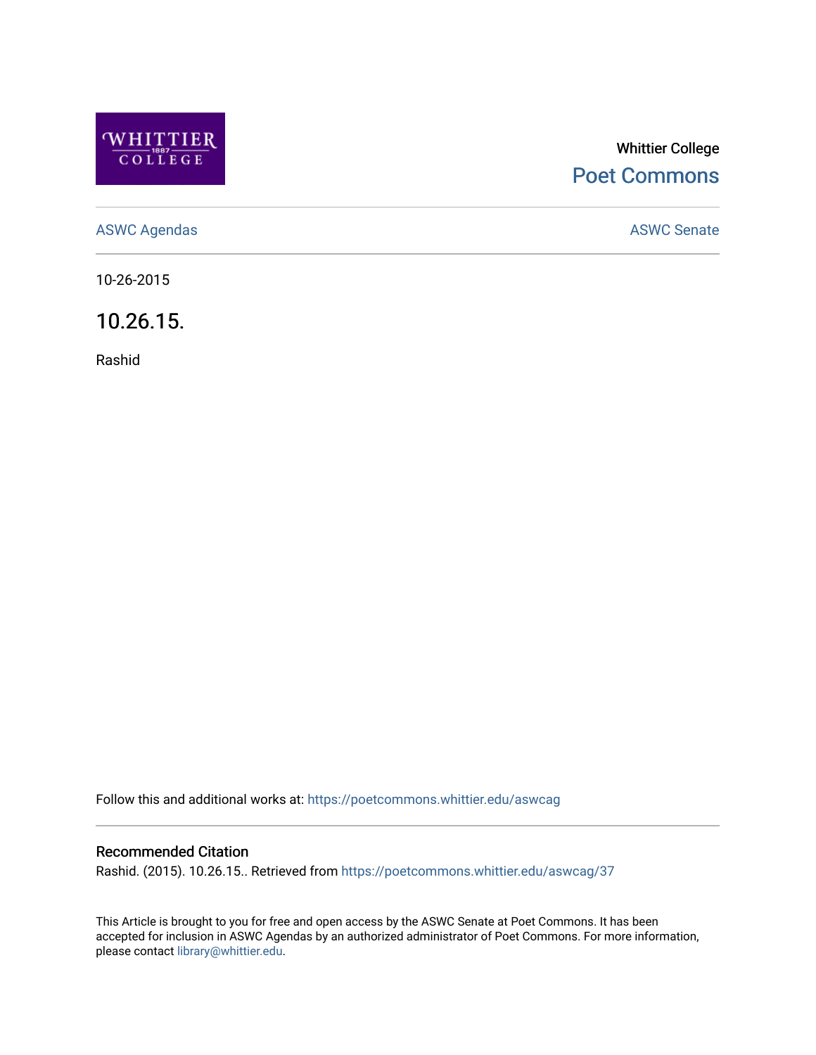Whittier College

Poet Commons

ASWC Agendas

ASWC Senate

10-26-2015

# 10.26.15.

Rashid

Follow this and additional works at: https://poetcommons.whittier.edu/aswcag

## Recommended Citation

Rashid. (2015). 10.26.15.. Retrieved from https://poetcommons.whittier.edu/aswcag/37

This Article is brought to you for free and open access by the ASWC Senate at Poet Commons. It has been accepted for inclusion in ASWC Agendas by an authorized administrator of Poet Commons. For more information, please contact library@whittier.edu.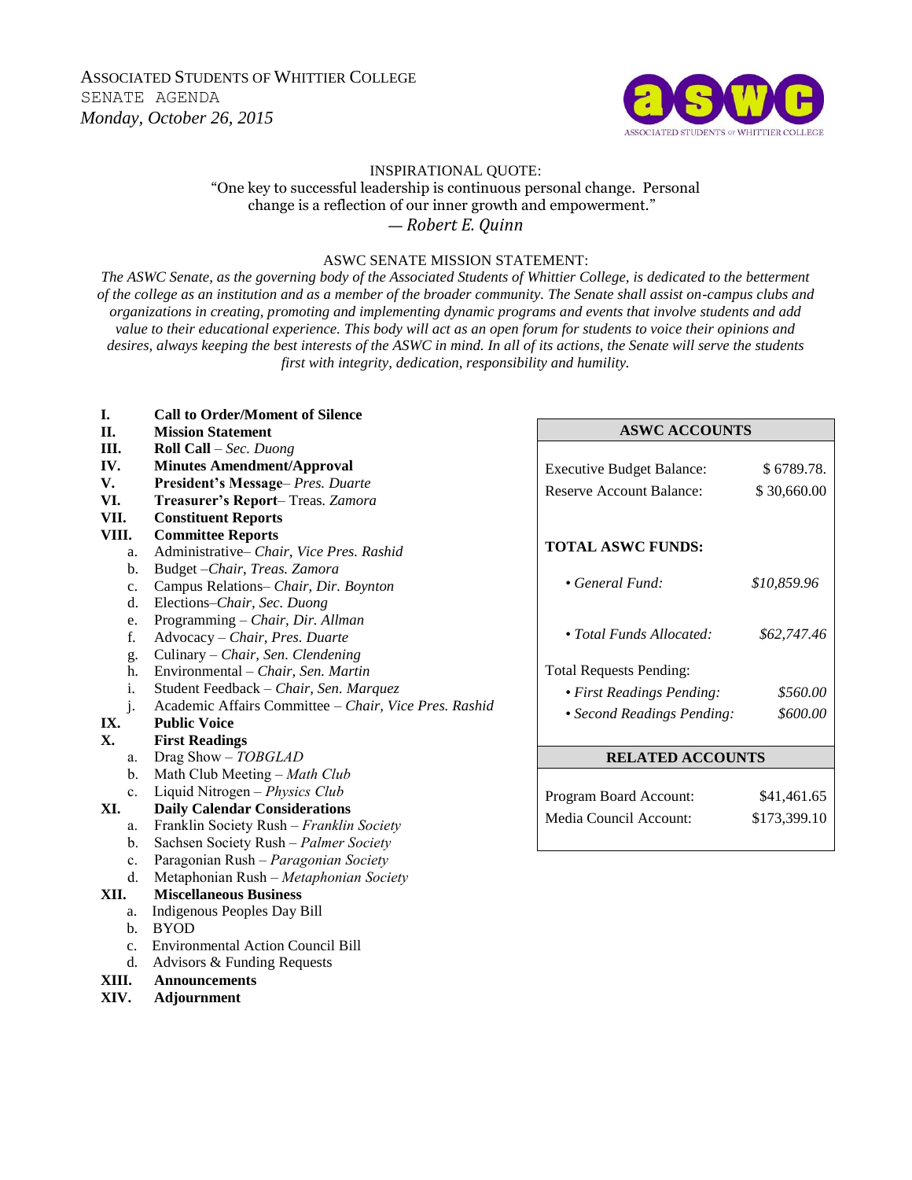ASSOCIATED STUDENTS OF WHITTIER COLLEGE
SENATE AGENDA
*Monday, October 26, 2015*

INSPIRATIONAL QUOTE:
"One key to successful leadership is continuous personal change. Personal change is a reflection of our inner growth and empowerment."
*— Robert E. Quinn*

ASWC SENATE MISSION STATEMENT:
*The ASWC Senate, as the governing body of the Associated Students of Whittier College, is dedicated to the betterment of the college as an institution and as a member of the broader community. The Senate shall assist on-campus clubs and organizations in creating, promoting and implementing dynamic programs and events that involve students and add value to their educational experience. This body will act as an open forum for students to voice their opinions and desires, always keeping the best interests of the ASWC in mind. In all of its actions, the Senate will serve the students first with integrity, dedication, responsibility and humility.*

- **I. Call to Order/Moment of Silence**
- **II. Mission Statement**
- **III. Roll Call** – *Sec. Duong*
- **IV. Minutes Amendment/Approval**
- **V. President's Message**– *Pres. Duarte*
- **VI. Treasurer's Report**– Treas. *Zamora*
- **VII. Constituent Reports**
- **VIII. Committee Reports**
  - a. Administrative– *Chair, Vice Pres. Rashid*
  - b. Budget –*Chair, Treas. Zamora*
  - c. Campus Relations– *Chair, Dir. Boynton*
  - d. Elections–*Chair, Sec. Duong*
  - e. Programming – *Chair, Dir. Allman*
  - f. Advocacy – *Chair, Pres. Duarte*
  - g. Culinary – *Chair, Sen. Clendening*
  - h. Environmental – *Chair, Sen. Martin*
  - i. Student Feedback – *Chair, Sen. Marquez*
  - j. Academic Affairs Committee – *Chair, Vice Pres. Rashid*
- **IX. Public Voice**
- **X. First Readings**
  - a. Drag Show – *TOBGLAD*
  - b. Math Club Meeting – *Math Club*
  - c. Liquid Nitrogen – *Physics Club*
- **XI. Daily Calendar Considerations**
  - a. Franklin Society Rush – *Franklin Society*
  - b. Sachsen Society Rush – *Palmer Society*
  - c. Paragonian Rush – *Paragonian Society*
  - d. Metaphonian Rush – *Metaphonian Society*
- **XII. Miscellaneous Business**
  - a. Indigenous Peoples Day Bill
  - b. BYOD
  - c. Environmental Action Council Bill
  - d. Advisors & Funding Requests
- **XIII. Announcements**
- **XIV. Adjournment**

| **ASWC ACCOUNTS** | |
|---|---|
| Executive Budget Balance: | $ 6789.78. |
| Reserve Account Balance: | $ 30,660.00 |
| **TOTAL ASWC FUNDS:** | |
| *• General Fund:* | *$10,859.96* |
| *• Total Funds Allocated:* | *$62,747.46* |
| Total Requests Pending: | |
| *• First Readings Pending:* | *$560.00* |
| *• Second Readings Pending:* | *$600.00* |

| **RELATED ACCOUNTS** | |
|---|---|
| Program Board Account: | $41,461.65 |
| Media Council Account: | $173,399.10 |